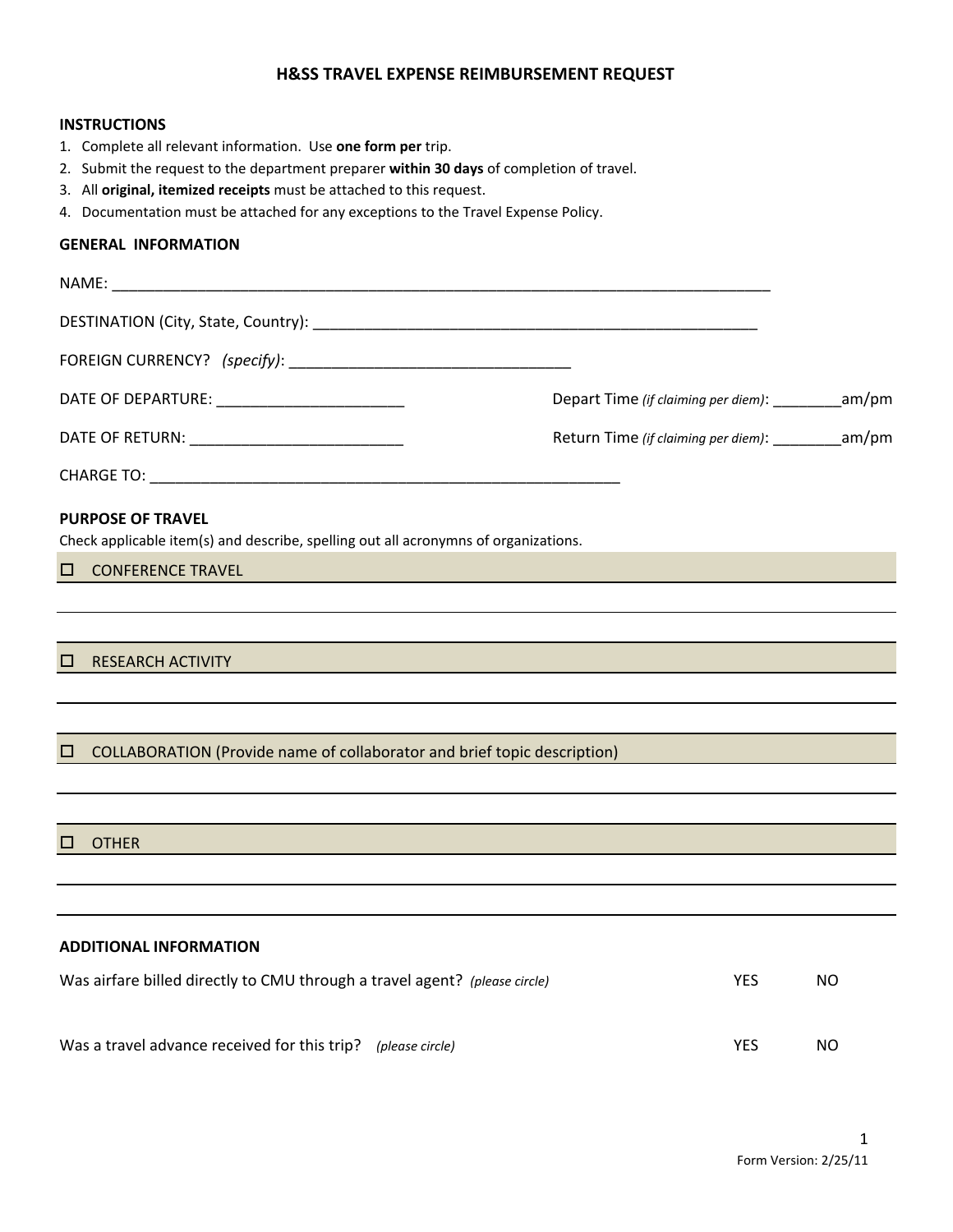# H&SS TRAVEL EXPENSE REIMBURSEMENT REQUEST

## INSTRUCTIONS

1. Complete all relevant information. Use **one form per** trip.
2. Submit the request to the department preparer **within 30 days** of completion of travel.
3. All **original, itemized receipts** must be attached to this request.
4. Documentation must be attached for any exceptions to the Travel Expense Policy.

## GENERAL INFORMATION

NAME: ________________________________________________________________________________

DESTINATION (City, State, Country): ______________________________________________________

FOREIGN CURRENCY? *(specify)*: _________________________________

DATE OF DEPARTURE: _____________________ Depart Time *(if claiming per diem)*: ________am/pm

DATE OF RETURN: ________________________ Return Time *(if claiming per diem)*: ________am/pm

CHARGE TO: ________________________________________________________

## PURPOSE OF TRAVEL

Check applicable item(s) and describe, spelling out all acronymns of organizations.

☐ CONFERENCE TRAVEL

________________________________________________________________________________

________________________________________________________________________________

☐ RESEARCH ACTIVITY

________________________________________________________________________________

________________________________________________________________________________

☐ COLLABORATION (Provide name of collaborator and brief topic description)

________________________________________________________________________________

________________________________________________________________________________

☐ OTHER

________________________________________________________________________________

________________________________________________________________________________

## ADDITIONAL INFORMATION

Was airfare billed directly to CMU through a travel agent? *(please circle)* YES NO

Was a travel advance received for this trip? *(please circle)* YES NO

Form Version: 2/25/11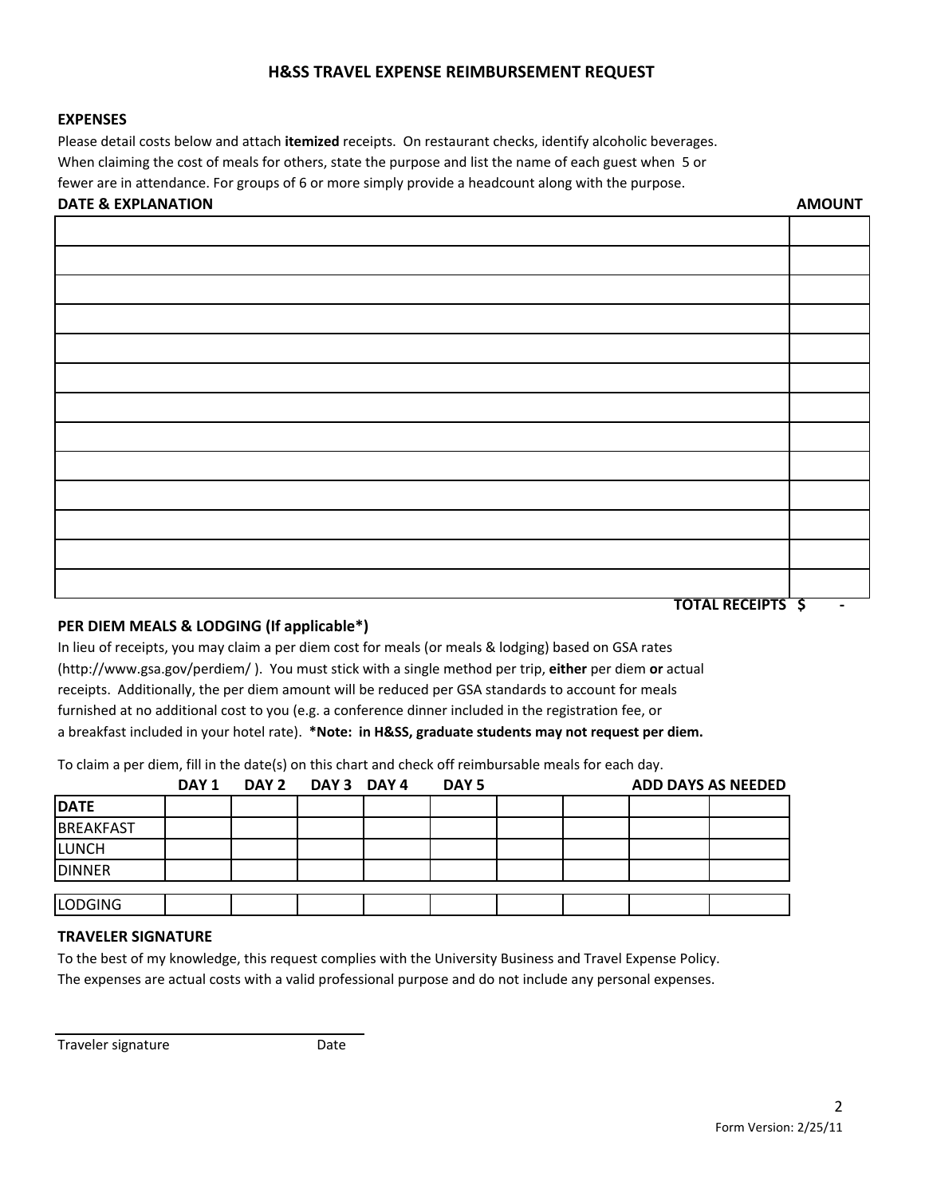## H&SS TRAVEL EXPENSE REIMBURSEMENT REQUEST

### EXPENSES

Please detail costs below and attach **itemized** receipts. On restaurant checks, identify alcoholic beverages. When claiming the cost of meals for others, state the purpose and list the name of each guest when 5 or fewer are in attendance. For groups of 6 or more simply provide a headcount along with the purpose.

| DATE & EXPLANATION | AMOUNT |
|---|---|
| | |
| | |
| | |
| | |
| | |
| | |
| | |
| | |
| | |
| | |
| | |
| | |
| | |

**TOTAL RECEIPTS $ -**

### PER DIEM MEALS & LODGING (If applicable*)

In lieu of receipts, you may claim a per diem cost for meals (or meals & lodging) based on GSA rates (http://www.gsa.gov/perdiem/ ). You must stick with a single method per trip, **either** per diem **or** actual receipts. Additionally, the per diem amount will be reduced per GSA standards to account for meals furnished at no additional cost to you (e.g. a conference dinner included in the registration fee, or a breakfast included in your hotel rate). ***Note: in H&SS, graduate students may not request per diem.**

To claim a per diem, fill in the date(s) on this chart and check off reimbursable meals for each day.

| | DAY 1 | DAY 2 | DAY 3 | DAY 4 | DAY 5 | | | ADD DAYS AS NEEDED | |
|---|---|---|---|---|---|---|---|---|---|
| **DATE** | | | | | | | | | |
| BREAKFAST | | | | | | | | | |
| LUNCH | | | | | | | | | |
| DINNER | | | | | | | | | |
| | | | | | | | | | |
| LODGING | | | | | | | | | |

### TRAVELER SIGNATURE

To the best of my knowledge, this request complies with the University Business and Travel Expense Policy. The expenses are actual costs with a valid professional purpose and do not include any personal expenses.

\_\_\_\_\_\_\_\_\_\_\_\_\_\_\_\_\_\_\_\_\_\_\_\_\_\_\_\_\_\_\_\_\_\_\_\_\_\_\_\_

Traveler signature Date

Form Version: 2/25/11